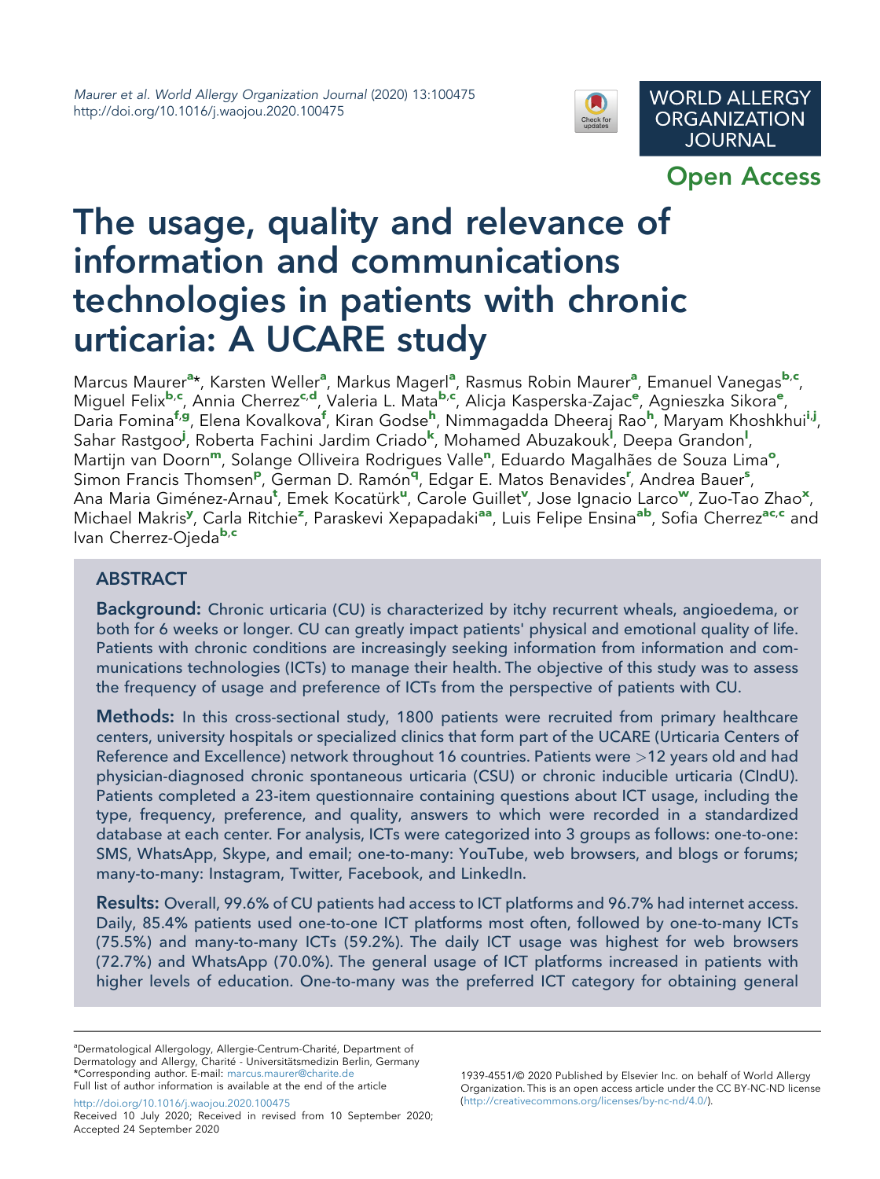# The usage, quality and relevance of information and communications technologies in patients with chronic urticaria: A UCARE study

Marcus Maurer[a]*, Karsten Weller[a], Markus Magerl[a], Rasmus Robin Maurer[a], Emanuel Vanegas[b,c], Miguel Felix[b,c], Annia Cherrez[c,d], Valeria L. Mata[b,c], Alicja Kasperska-Zajac[e], Agnieszka Sikora[e], Daria Fomina[f,g], Elena Kovalkova[f], Kiran Godse[h], Nimmagadda Dheeraj Rao[h], Maryam Khoshkhui[i,j], Sahar Rastgoo[j], Roberta Fachini Jardim Criado[k], Mohamed Abuzakouk[l], Deepa Grandon[l], Martijn van Doorn[m], Solange Olliveira Rodrigues Valle[n], Eduardo Magalhães de Souza Lima[o], Simon Francis Thomsen[p], German D. Ramón[q], Edgar E. Matos Benavides[r], Andrea Bauer[s], Ana Maria Giménez-Arnau[t], Emek Kocatürk[u], Carole Guillet[v], Jose Ignacio Larco[w], Zuo-Tao Zhao[x], Michael Makris[y], Carla Ritchie[z], Paraskevi Xepapadaki[aa], Luis Felipe Ensina[ab], Sofia Cherrez[ac,c] and Ivan Cherrez-Ojeda[b,c]

## ABSTRACT

**Background:** Chronic urticaria (CU) is characterized by itchy recurrent wheals, angioedema, or both for 6 weeks or longer. CU can greatly impact patients' physical and emotional quality of life. Patients with chronic conditions are increasingly seeking information from information and communications technologies (ICTs) to manage their health. The objective of this study was to assess the frequency of usage and preference of ICTs from the perspective of patients with CU.

**Methods:** In this cross-sectional study, 1800 patients were recruited from primary healthcare centers, university hospitals or specialized clinics that form part of the UCARE (Urticaria Centers of Reference and Excellence) network throughout 16 countries. Patients were >12 years old and had physician-diagnosed chronic spontaneous urticaria (CSU) or chronic inducible urticaria (CIndU). Patients completed a 23-item questionnaire containing questions about ICT usage, including the type, frequency, preference, and quality, answers to which were recorded in a standardized database at each center. For analysis, ICTs were categorized into 3 groups as follows: one-to-one: SMS, WhatsApp, Skype, and email; one-to-many: YouTube, web browsers, and blogs or forums; many-to-many: Instagram, Twitter, Facebook, and LinkedIn.

**Results:** Overall, 99.6% of CU patients had access to ICT platforms and 96.7% had internet access. Daily, 85.4% patients used one-to-one ICT platforms most often, followed by one-to-many ICTs (75.5%) and many-to-many ICTs (59.2%). The daily ICT usage was highest for web browsers (72.7%) and WhatsApp (70.0%). The general usage of ICT platforms increased in patients with higher levels of education. One-to-many was the preferred ICT category for obtaining general

[a]Dermatological Allergology, Allergie-Centrum-Charité, Department of Dermatology and Allergy, Charité - Universitätsmedizin Berlin, Germany
*Corresponding author. E-mail: marcus.maurer@charite.de
Full list of author information is available at the end of the article

http://doi.org/10.1016/j.waojou.2020.100475
Received 10 July 2020; Received in revised from 10 September 2020; Accepted 24 September 2020

1939-4551/© 2020 Published by Elsevier Inc. on behalf of World Allergy Organization. This is an open access article under the CC BY-NC-ND license (http://creativecommons.org/licenses/by-nc-nd/4.0/).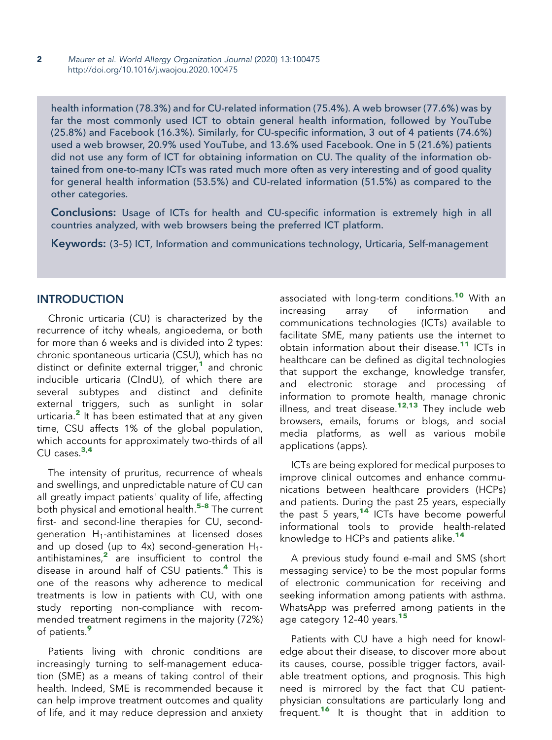health information (78.3%) and for CU-related information (75.4%). A web browser (77.6%) was by far the most commonly used ICT to obtain general health information, followed by YouTube (25.8%) and Facebook (16.3%). Similarly, for CU-specific information, 3 out of 4 patients (74.6%) used a web browser, 20.9% used YouTube, and 13.6% used Facebook. One in 5 (21.6%) patients did not use any form of ICT for obtaining information on CU. The quality of the information obtained from one-to-many ICTs was rated much more often as very interesting and of good quality for general health information (53.5%) and CU-related information (51.5%) as compared to the other categories.

**Conclusions:** Usage of ICTs for health and CU-specific information is extremely high in all countries analyzed, with web browsers being the preferred ICT platform.

**Keywords:** (3–5) ICT, Information and communications technology, Urticaria, Self-management

## INTRODUCTION

Chronic urticaria (CU) is characterized by the recurrence of itchy wheals, angioedema, or both for more than 6 weeks and is divided into 2 types: chronic spontaneous urticaria (CSU), which has no distinct or definite external trigger,[1] and chronic inducible urticaria (CIndU), of which there are several subtypes and distinct and definite external triggers, such as sunlight in solar urticaria.[2] It has been estimated that at any given time, CSU affects 1% of the global population, which accounts for approximately two-thirds of all CU cases.[3,4]

The intensity of pruritus, recurrence of wheals and swellings, and unpredictable nature of CU can all greatly impact patients' quality of life, affecting both physical and emotional health.[5–8] The current first- and second-line therapies for CU, second-generation $H_1$-antihistamines at licensed doses and up dosed (up to 4x) second-generation $H_1$-antihistamines,[2] are insufficient to control the disease in around half of CSU patients.[4] This is one of the reasons why adherence to medical treatments is low in patients with CU, with one study reporting non-compliance with recommended treatment regimens in the majority (72%) of patients.[9]

Patients living with chronic conditions are increasingly turning to self-management education (SME) as a means of taking control of their health. Indeed, SME is recommended because it can help improve treatment outcomes and quality of life, and it may reduce depression and anxiety associated with long-term conditions.[10] With an increasing array of information and communications technologies (ICTs) available to facilitate SME, many patients use the internet to obtain information about their disease.[11] ICTs in healthcare can be defined as digital technologies that support the exchange, knowledge transfer, and electronic storage and processing of information to promote health, manage chronic illness, and treat disease.[12,13] They include web browsers, emails, forums or blogs, and social media platforms, as well as various mobile applications (apps).

ICTs are being explored for medical purposes to improve clinical outcomes and enhance communications between healthcare providers (HCPs) and patients. During the past 25 years, especially the past 5 years,[14] ICTs have become powerful informational tools to provide health-related knowledge to HCPs and patients alike.[14]

A previous study found e-mail and SMS (short messaging service) to be the most popular forms of electronic communication for receiving and seeking information among patients with asthma. WhatsApp was preferred among patients in the age category 12–40 years.[15]

Patients with CU have a high need for knowledge about their disease, to discover more about its causes, course, possible trigger factors, available treatment options, and prognosis. This high need is mirrored by the fact that CU patient-physician consultations are particularly long and frequent.[16] It is thought that in addition to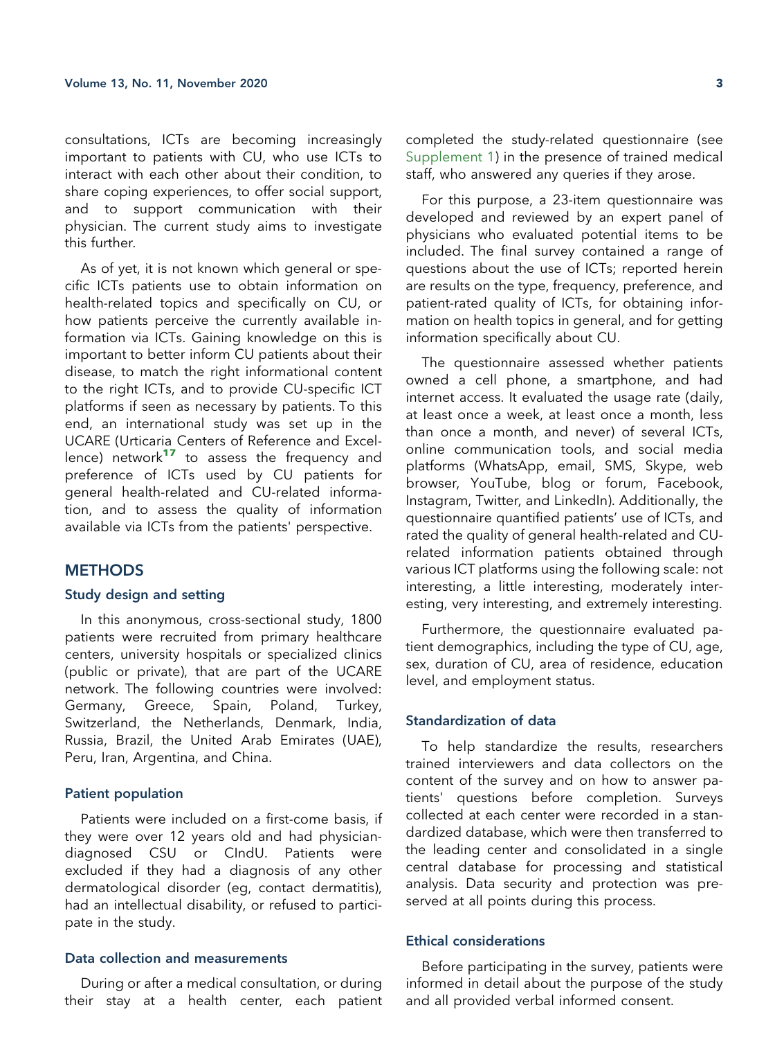consultations, ICTs are becoming increasingly important to patients with CU, who use ICTs to interact with each other about their condition, to share coping experiences, to offer social support, and to support communication with their physician. The current study aims to investigate this further.

As of yet, it is not known which general or specific ICTs patients use to obtain information on health-related topics and specifically on CU, or how patients perceive the currently available information via ICTs. Gaining knowledge on this is important to better inform CU patients about their disease, to match the right informational content to the right ICTs, and to provide CU-specific ICT platforms if seen as necessary by patients. To this end, an international study was set up in the UCARE (Urticaria Centers of Reference and Excellence) network[17] to assess the frequency and preference of ICTs used by CU patients for general health-related and CU-related information, and to assess the quality of information available via ICTs from the patients' perspective.

## METHODS

### Study design and setting

In this anonymous, cross-sectional study, 1800 patients were recruited from primary healthcare centers, university hospitals or specialized clinics (public or private), that are part of the UCARE network. The following countries were involved: Germany, Greece, Spain, Poland, Turkey, Switzerland, the Netherlands, Denmark, India, Russia, Brazil, the United Arab Emirates (UAE), Peru, Iran, Argentina, and China.

### Patient population

Patients were included on a first-come basis, if they were over 12 years old and had physician-diagnosed CSU or CIndU. Patients were excluded if they had a diagnosis of any other dermatological disorder (eg, contact dermatitis), had an intellectual disability, or refused to participate in the study.

### Data collection and measurements

During or after a medical consultation, or during their stay at a health center, each patient completed the study-related questionnaire (see Supplement 1) in the presence of trained medical staff, who answered any queries if they arose.

For this purpose, a 23-item questionnaire was developed and reviewed by an expert panel of physicians who evaluated potential items to be included. The final survey contained a range of questions about the use of ICTs; reported herein are results on the type, frequency, preference, and patient-rated quality of ICTs, for obtaining information on health topics in general, and for getting information specifically about CU.

The questionnaire assessed whether patients owned a cell phone, a smartphone, and had internet access. It evaluated the usage rate (daily, at least once a week, at least once a month, less than once a month, and never) of several ICTs, online communication tools, and social media platforms (WhatsApp, email, SMS, Skype, web browser, YouTube, blog or forum, Facebook, Instagram, Twitter, and LinkedIn). Additionally, the questionnaire quantified patients' use of ICTs, and rated the quality of general health-related and CU-related information patients obtained through various ICT platforms using the following scale: not interesting, a little interesting, moderately interesting, very interesting, and extremely interesting.

Furthermore, the questionnaire evaluated patient demographics, including the type of CU, age, sex, duration of CU, area of residence, education level, and employment status.

### Standardization of data

To help standardize the results, researchers trained interviewers and data collectors on the content of the survey and on how to answer patients' questions before completion. Surveys collected at each center were recorded in a standardized database, which were then transferred to the leading center and consolidated in a single central database for processing and statistical analysis. Data security and protection was preserved at all points during this process.

### Ethical considerations

Before participating in the survey, patients were informed in detail about the purpose of the study and all provided verbal informed consent.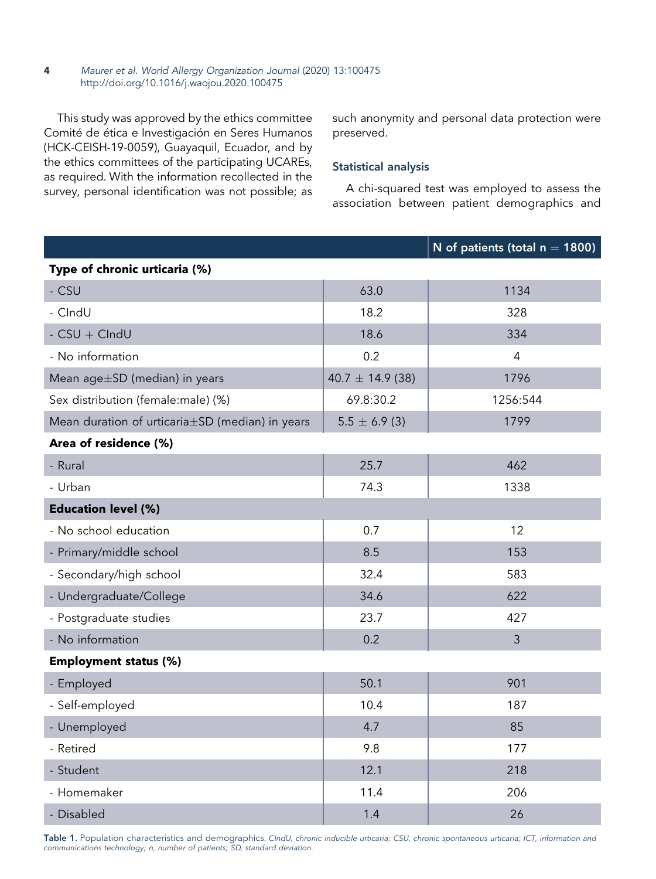This study was approved by the ethics committee Comité de ética e Investigación en Seres Humanos (HCK-CEISH-19-0059), Guayaquil, Ecuador, and by the ethics committees of the participating UCAREs, as required. With the information recollected in the survey, personal identification was not possible; as such anonymity and personal data protection were preserved.

## Statistical analysis

A chi-squared test was employed to assess the association between patient demographics and

| | | N of patients (total n = 1800) |
|---|---|---|
| **Type of chronic urticaria (%)** | | |
| - CSU | 63.0 | 1134 |
| - CIndU | 18.2 | 328 |
| - CSU + CIndU | 18.6 | 334 |
| - No information | 0.2 | 4 |
| Mean age±SD (median) in years | 40.7 ± 14.9 (38) | 1796 |
| Sex distribution (female:male) (%) | 69.8:30.2 | 1256:544 |
| Mean duration of urticaria±SD (median) in years | 5.5 ± 6.9 (3) | 1799 |
| **Area of residence (%)** | | |
| - Rural | 25.7 | 462 |
| - Urban | 74.3 | 1338 |
| **Education level (%)** | | |
| - No school education | 0.7 | 12 |
| - Primary/middle school | 8.5 | 153 |
| - Secondary/high school | 32.4 | 583 |
| - Undergraduate/College | 34.6 | 622 |
| - Postgraduate studies | 23.7 | 427 |
| - No information | 0.2 | 3 |
| **Employment status (%)** | | |
| - Employed | 50.1 | 901 |
| - Self-employed | 10.4 | 187 |
| - Unemployed | 4.7 | 85 |
| - Retired | 9.8 | 177 |
| - Student | 12.1 | 218 |
| - Homemaker | 11.4 | 206 |
| - Disabled | 1.4 | 26 |

**Table 1.** Population characteristics and demographics. *CIndU, chronic inducible urticaria; CSU, chronic spontaneous urticaria; ICT, information and communications technology; n, number of patients; SD, standard deviation.*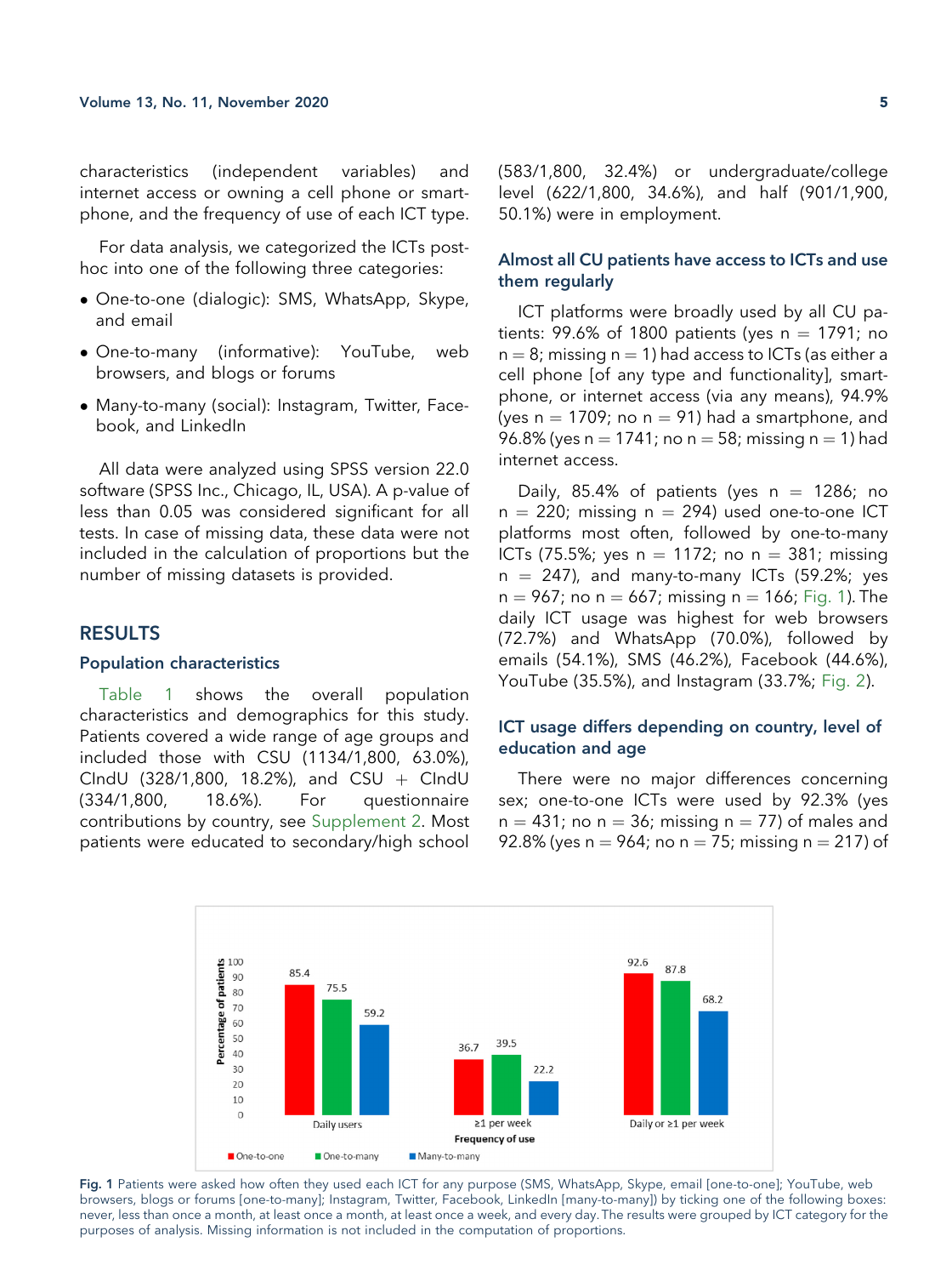characteristics (independent variables) and internet access or owning a cell phone or smartphone, and the frequency of use of each ICT type.

For data analysis, we categorized the ICTs post-hoc into one of the following three categories:

- One-to-one (dialogic): SMS, WhatsApp, Skype, and email
- One-to-many (informative): YouTube, web browsers, and blogs or forums
- Many-to-many (social): Instagram, Twitter, Facebook, and LinkedIn

All data were analyzed using SPSS version 22.0 software (SPSS Inc., Chicago, IL, USA). A p-value of less than 0.05 was considered significant for all tests. In case of missing data, these data were not included in the calculation of proportions but the number of missing datasets is provided.

## RESULTS

### Population characteristics

Table 1 shows the overall population characteristics and demographics for this study. Patients covered a wide range of age groups and included those with CSU (1134/1,800, 63.0%), CIndU (328/1,800, 18.2%), and CSU + CIndU (334/1,800, 18.6%). For questionnaire contributions by country, see Supplement 2. Most patients were educated to secondary/high school (583/1,800, 32.4%) or undergraduate/college level (622/1,800, 34.6%), and half (901/1,900, 50.1%) were in employment.

### Almost all CU patients have access to ICTs and use them regularly

ICT platforms were broadly used by all CU patients: 99.6% of 1800 patients (yes n = 1791; no n = 8; missing n = 1) had access to ICTs (as either a cell phone [of any type and functionality], smartphone, or internet access (via any means), 94.9% (yes n = 1709; no n = 91) had a smartphone, and 96.8% (yes n = 1741; no n = 58; missing n = 1) had internet access.

Daily, 85.4% of patients (yes n = 1286; no n = 220; missing n = 294) used one-to-one ICT platforms most often, followed by one-to-many ICTs (75.5%; yes n = 1172; no n = 381; missing n = 247), and many-to-many ICTs (59.2%; yes n = 967; no n = 667; missing n = 166; Fig. 1). The daily ICT usage was highest for web browsers (72.7%) and WhatsApp (70.0%), followed by emails (54.1%), SMS (46.2%), Facebook (44.6%), YouTube (35.5%), and Instagram (33.7%; Fig. 2).

### ICT usage differs depending on country, level of education and age

There were no major differences concerning sex; one-to-one ICTs were used by 92.3% (yes n = 431; no n = 36; missing n = 77) of males and 92.8% (yes n = 964; no n = 75; missing n = 217) of

| Frequency of use | One-to-one | One-to-many | Many-to-many |
|---|---|---|---|
| Daily users | 85.4 | 75.5 | 59.2 |
| ≥1 per week | 36.7 | 39.5 | 22.2 |
| Daily or ≥1 per week | 92.6 | 87.8 | 68.2 |

**Fig. 1** Patients were asked how often they used each ICT for any purpose (SMS, WhatsApp, Skype, email [one-to-one]; YouTube, web browsers, blogs or forums [one-to-many]; Instagram, Twitter, Facebook, LinkedIn [many-to-many]) by ticking one of the following boxes: never, less than once a month, at least once a month, at least once a week, and every day. The results were grouped by ICT category for the purposes of analysis. Missing information is not included in the computation of proportions.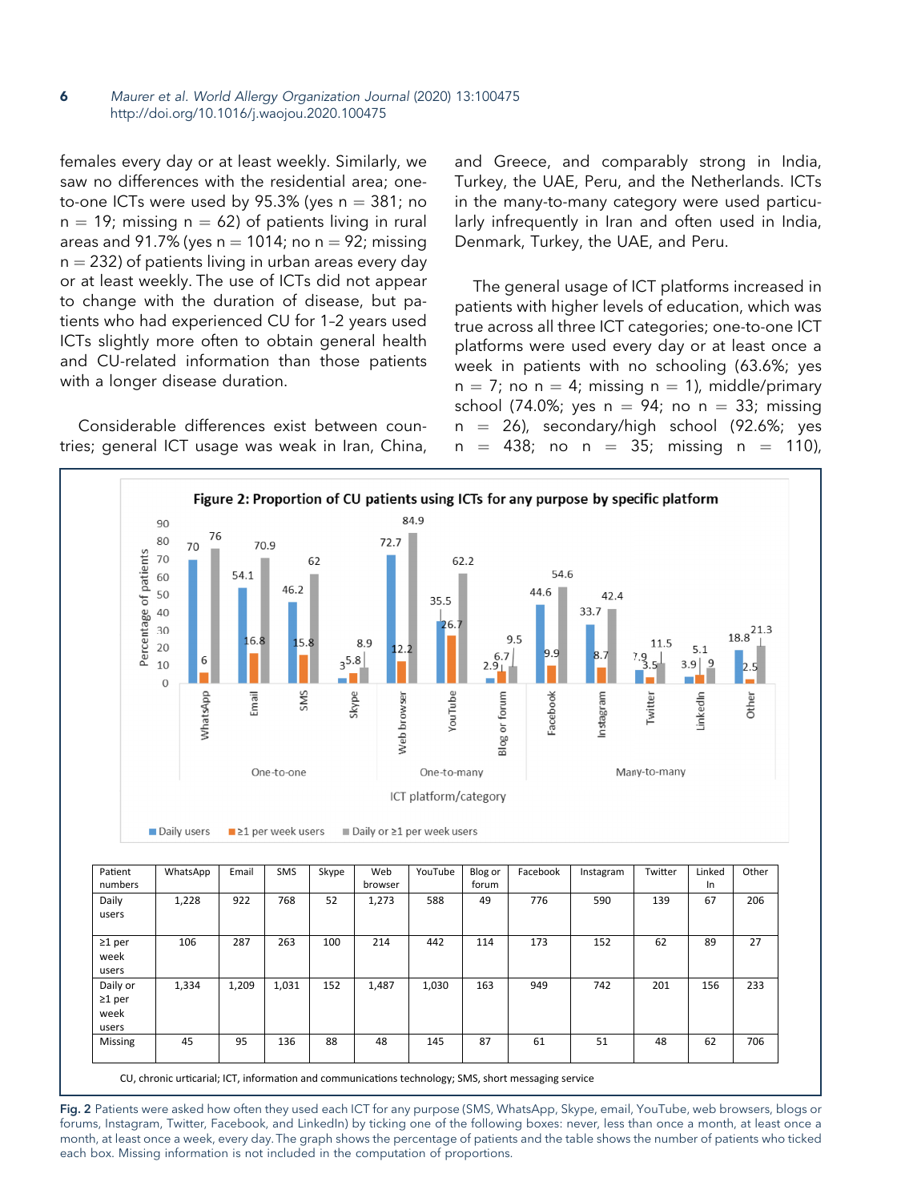females every day or at least weekly. Similarly, we saw no differences with the residential area; one-to-one ICTs were used by 95.3% (yes n = 381; no n = 19; missing n = 62) of patients living in rural areas and 91.7% (yes n = 1014; no n = 92; missing n = 232) of patients living in urban areas every day or at least weekly. The use of ICTs did not appear to change with the duration of disease, but patients who had experienced CU for 1–2 years used ICTs slightly more often to obtain general health and CU-related information than those patients with a longer disease duration.

Considerable differences exist between countries; general ICT usage was weak in Iran, China, and Greece, and comparably strong in India, Turkey, the UAE, Peru, and the Netherlands. ICTs in the many-to-many category were used particularly infrequently in Iran and often used in India, Denmark, Turkey, the UAE, and Peru.

The general usage of ICT platforms increased in patients with higher levels of education, which was true across all three ICT categories; one-to-one ICT platforms were used every day or at least once a week in patients with no schooling (63.6%; yes n = 7; no n = 4; missing n = 1), middle/primary school (74.0%; yes n = 94; no n = 33; missing n = 26), secondary/high school (92.6%; yes n = 438; no n = 35; missing n = 110),

**Figure 2: Proportion of CU patients using ICTs for any purpose by specific platform**

| ICT platform | Category | Daily users (%) | ≥1 per week users (%) | Daily or ≥1 per week users (%) |
|---|---|---|---|---|
| WhatsApp | One-to-one | 70 | 6 | 76 |
| Email | One-to-one | 54.1 | 16.8 | 70.9 |
| SMS | One-to-one | 46.2 | 15.8 | 62 |
| Skype | One-to-one | 3 | 5.8 | 8.9 |
| Web browser | One-to-many | 72.7 | 12.2 | 84.9 |
| YouTube | One-to-many | 35.5 | 26.7 | 62.2 |
| Blog or forum | One-to-many | 2.9 | 6.7 | 9.5 |
| Facebook | Many-to-many | 44.6 | 9.9 | 54.6 |
| Instagram | Many-to-many | 33.7 | 8.7 | 42.4 |
| Twitter | Many-to-many | 7.9 | 3.5 | 11.5 |
| LinkedIn | Many-to-many | 3.9 | 5.1 | 9 |
| Other | Many-to-many | 18.8 | 2.5 | 21.3 |

| Patient numbers | WhatsApp | Email | SMS | Skype | Web browser | YouTube | Blog or forum | Facebook | Instagram | Twitter | Linked In | Other |
|---|---|---|---|---|---|---|---|---|---|---|---|---|
| Daily users | 1,228 | 922 | 768 | 52 | 1,273 | 588 | 49 | 776 | 590 | 139 | 67 | 206 |
| ≥1 per week users | 106 | 287 | 263 | 100 | 214 | 442 | 114 | 173 | 152 | 62 | 89 | 27 |
| Daily or ≥1 per week users | 1,334 | 1,209 | 1,031 | 152 | 1,487 | 1,030 | 163 | 949 | 742 | 201 | 156 | 233 |
| Missing | 45 | 95 | 136 | 88 | 48 | 145 | 87 | 61 | 51 | 48 | 62 | 706 |

CU, chronic urticarial; ICT, information and communications technology; SMS, short messaging service

**Fig. 2** Patients were asked how often they used each ICT for any purpose (SMS, WhatsApp, Skype, email, YouTube, web browsers, blogs or forums, Instagram, Twitter, Facebook, and LinkedIn) by ticking one of the following boxes: never, less than once a month, at least once a month, at least once a week, every day. The graph shows the percentage of patients and the table shows the number of patients who ticked each box. Missing information is not included in the computation of proportions.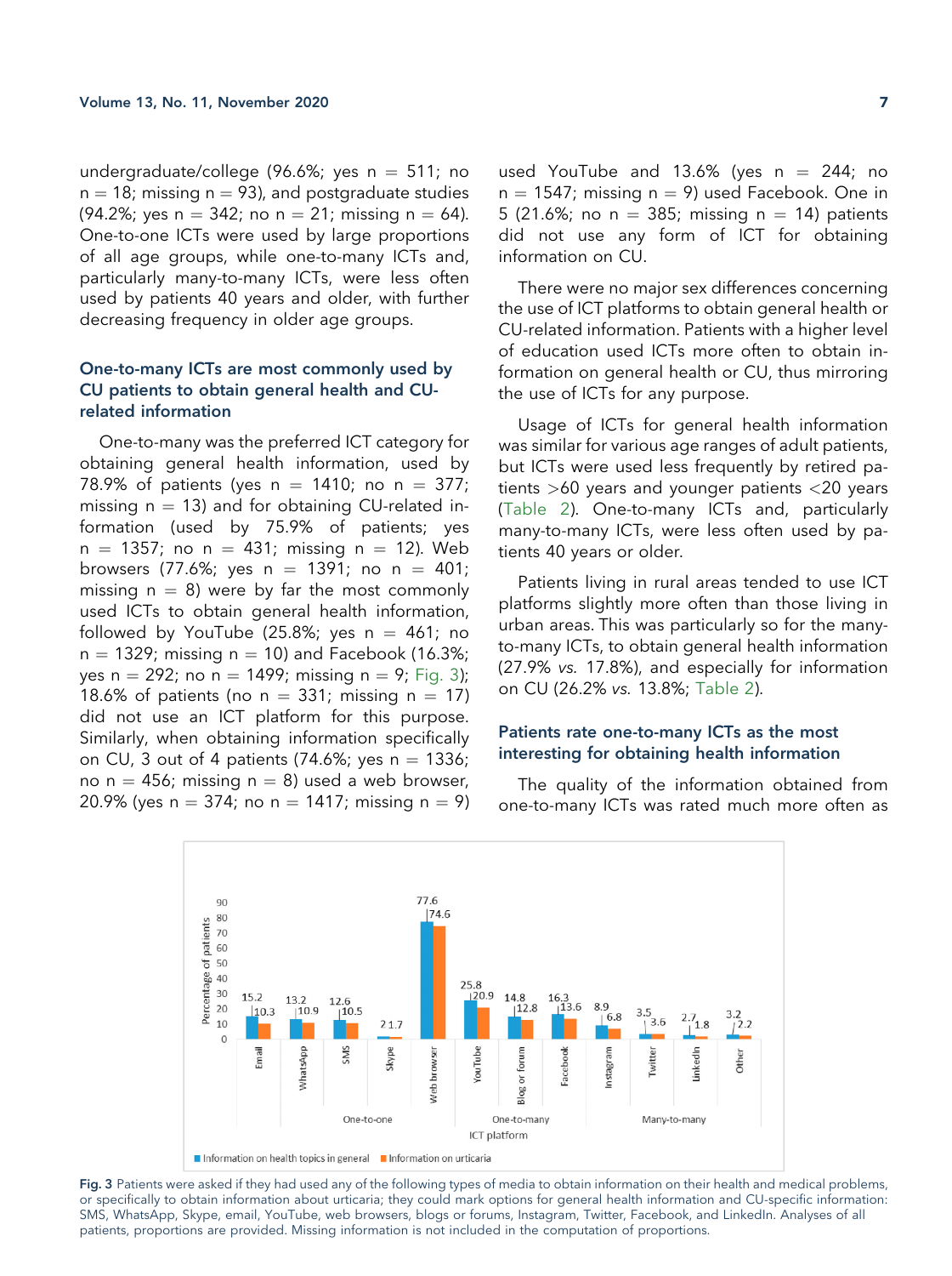undergraduate/college (96.6%; yes n = 511; no n = 18; missing n = 93), and postgraduate studies (94.2%; yes n = 342; no n = 21; missing n = 64). One-to-one ICTs were used by large proportions of all age groups, while one-to-many ICTs and, particularly many-to-many ICTs, were less often used by patients 40 years and older, with further decreasing frequency in older age groups.

### One-to-many ICTs are most commonly used by CU patients to obtain general health and CU-related information

One-to-many was the preferred ICT category for obtaining general health information, used by 78.9% of patients (yes n = 1410; no n = 377; missing n = 13) and for obtaining CU-related information (used by 75.9% of patients; yes n = 1357; no n = 431; missing n = 12). Web browsers (77.6%; yes n = 1391; no n = 401; missing n = 8) were by far the most commonly used ICTs to obtain general health information, followed by YouTube (25.8%; yes n = 461; no n = 1329; missing n = 10) and Facebook (16.3%; yes n = 292; no n = 1499; missing n = 9; Fig. 3); 18.6% of patients (no n = 331; missing n = 17) did not use an ICT platform for this purpose. Similarly, when obtaining information specifically on CU, 3 out of 4 patients (74.6%; yes n = 1336; no n = 456; missing n = 8) used a web browser, 20.9% (yes n = 374; no n = 1417; missing n = 9) used YouTube and 13.6% (yes n = 244; no n = 1547; missing n = 9) used Facebook. One in 5 (21.6%; no n = 385; missing n = 14) patients did not use any form of ICT for obtaining information on CU.

There were no major sex differences concerning the use of ICT platforms to obtain general health or CU-related information. Patients with a higher level of education used ICTs more often to obtain information on general health or CU, thus mirroring the use of ICTs for any purpose.

Usage of ICTs for general health information was similar for various age ranges of adult patients, but ICTs were used less frequently by retired patients >60 years and younger patients <20 years (Table 2). One-to-many ICTs and, particularly many-to-many ICTs, were less often used by patients 40 years or older.

Patients living in rural areas tended to use ICT platforms slightly more often than those living in urban areas. This was particularly so for the many-to-many ICTs, to obtain general health information (27.9% *vs.* 17.8%), and especially for information on CU (26.2% *vs.* 13.8%; Table 2).

### Patients rate one-to-many ICTs as the most interesting for obtaining health information

The quality of the information obtained from one-to-many ICTs was rated much more often as

**Fig. 3** Patients were asked if they had used any of the following types of media to obtain information on their health and medical problems, or specifically to obtain information about urticaria; they could mark options for general health information and CU-specific information: SMS, WhatsApp, Skype, email, YouTube, web browsers, blogs or forums, Instagram, Twitter, Facebook, and LinkedIn. Analyses of all patients, proportions are provided. Missing information is not included in the computation of proportions.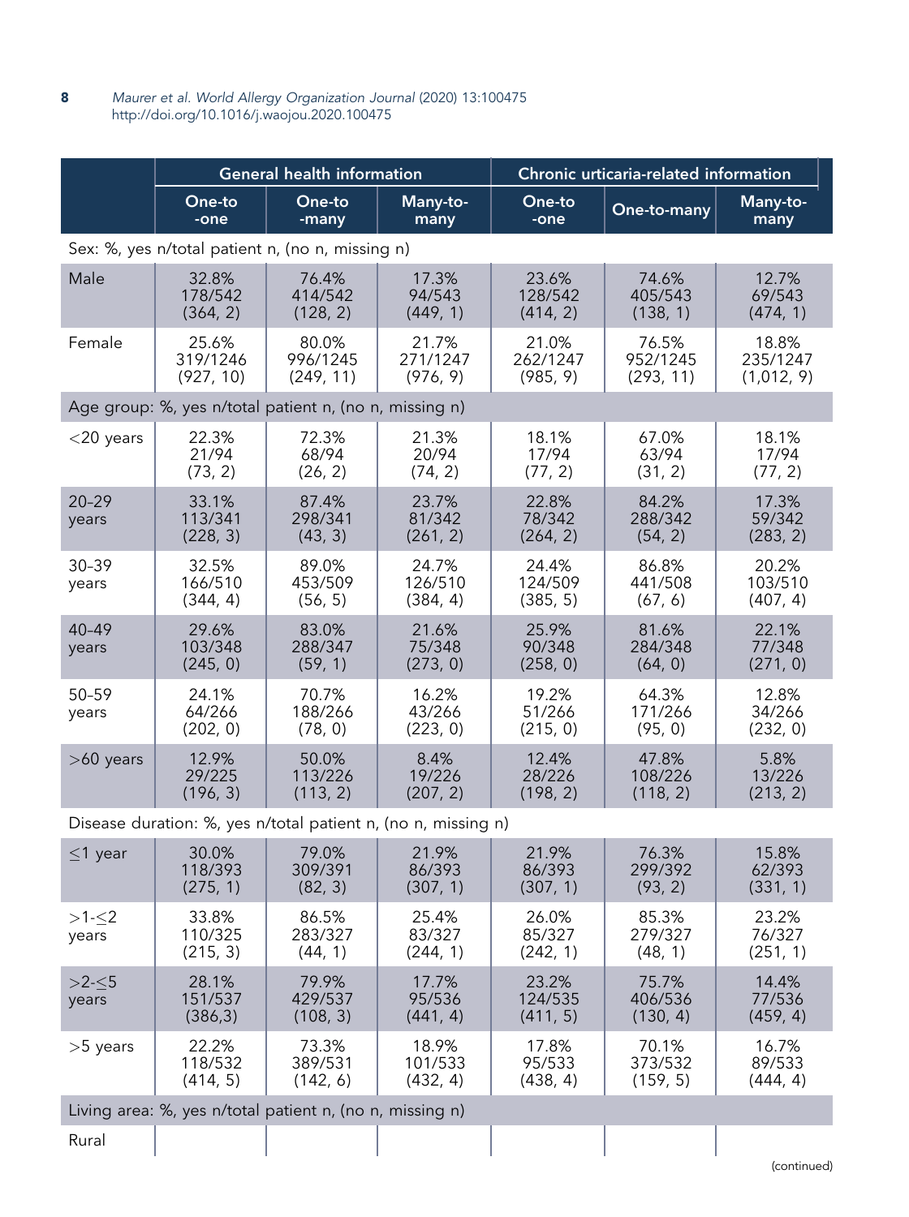| | General health information | | | Chronic urticaria-related information | | |
|---|---|---|---|---|---|---|
| | One-to-one | One-to-many | Many-to-many | One-to-one | One-to-many | Many-to-many |
| Sex: %, yes n/total patient n, (no n, missing n) | | | | | | |
| Male | 32.8% 178/542 (364, 2) | 76.4% 414/542 (128, 2) | 17.3% 94/543 (449, 1) | 23.6% 128/542 (414, 2) | 74.6% 405/543 (138, 1) | 12.7% 69/543 (474, 1) |
| Female | 25.6% 319/1246 (927, 10) | 80.0% 996/1245 (249, 11) | 21.7% 271/1247 (976, 9) | 21.0% 262/1247 (985, 9) | 76.5% 952/1245 (293, 11) | 18.8% 235/1247 (1,012, 9) |
| Age group: %, yes n/total patient n, (no n, missing n) | | | | | | |
| <20 years | 22.3% 21/94 (73, 2) | 72.3% 68/94 (26, 2) | 21.3% 20/94 (74, 2) | 18.1% 17/94 (77, 2) | 67.0% 63/94 (31, 2) | 18.1% 17/94 (77, 2) |
| 20–29 years | 33.1% 113/341 (228, 3) | 87.4% 298/341 (43, 3) | 23.7% 81/342 (261, 2) | 22.8% 78/342 (264, 2) | 84.2% 288/342 (54, 2) | 17.3% 59/342 (283, 2) |
| 30–39 years | 32.5% 166/510 (344, 4) | 89.0% 453/509 (56, 5) | 24.7% 126/510 (384, 4) | 24.4% 124/509 (385, 5) | 86.8% 441/508 (67, 6) | 20.2% 103/510 (407, 4) |
| 40–49 years | 29.6% 103/348 (245, 0) | 83.0% 288/347 (59, 1) | 21.6% 75/348 (273, 0) | 25.9% 90/348 (258, 0) | 81.6% 284/348 (64, 0) | 22.1% 77/348 (271, 0) |
| 50-59 years | 24.1% 64/266 (202, 0) | 70.7% 188/266 (78, 0) | 16.2% 43/266 (223, 0) | 19.2% 51/266 (215, 0) | 64.3% 171/266 (95, 0) | 12.8% 34/266 (232, 0) |
| >60 years | 12.9% 29/225 (196, 3) | 50.0% 113/226 (113, 2) | 8.4% 19/226 (207, 2) | 12.4% 28/226 (198, 2) | 47.8% 108/226 (118, 2) | 5.8% 13/226 (213, 2) |
| Disease duration: %, yes n/total patient n, (no n, missing n) | | | | | | |
| ≤1 year | 30.0% 118/393 (275, 1) | 79.0% 309/391 (82, 3) | 21.9% 86/393 (307, 1) | 21.9% 86/393 (307, 1) | 76.3% 299/392 (93, 2) | 15.8% 62/393 (331, 1) |
| >1-≤2 years | 33.8% 110/325 (215, 3) | 86.5% 283/327 (44, 1) | 25.4% 83/327 (244, 1) | 26.0% 85/327 (242, 1) | 85.3% 279/327 (48, 1) | 23.2% 76/327 (251, 1) |
| >2-≤5 years | 28.1% 151/537 (386,3) | 79.9% 429/537 (108, 3) | 17.7% 95/536 (441, 4) | 23.2% 124/535 (411, 5) | 75.7% 406/536 (130, 4) | 14.4% 77/536 (459, 4) |
| >5 years | 22.2% 118/532 (414, 5) | 73.3% 389/531 (142, 6) | 18.9% 101/533 (432, 4) | 17.8% 95/533 (438, 4) | 70.1% 373/532 (159, 5) | 16.7% 89/533 (444, 4) |
| Living area: %, yes n/total patient n, (no n, missing n) | | | | | | |
| Rural | | | | | | |

(continued)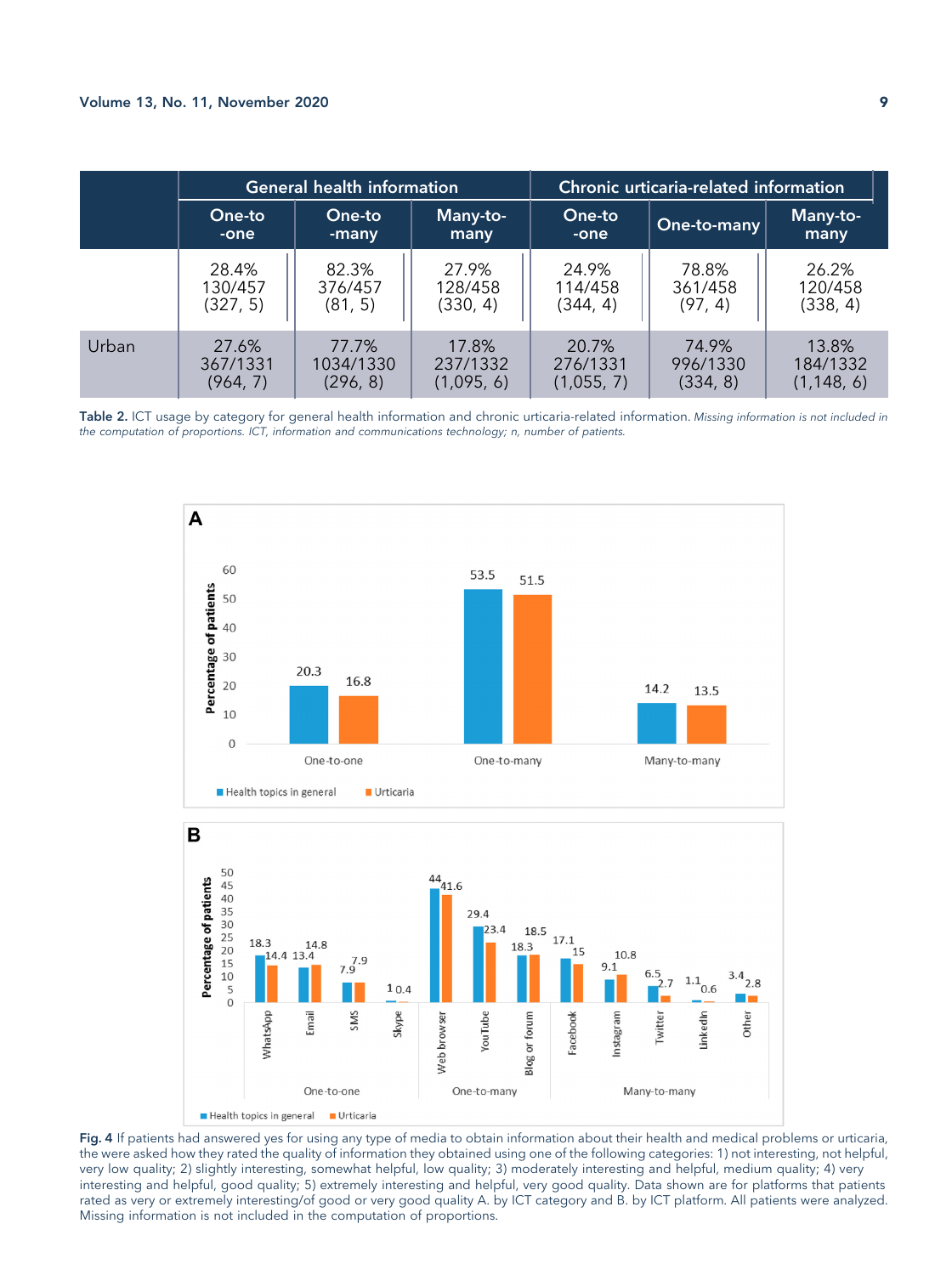| | General health information | | | Chronic urticaria-related information | | |
|---|---|---|---|---|---|---|
| | One-to-one | One-to-many | Many-to-many | One-to-one | One-to-many | Many-to-many |
| | 28.4% 130/457 (327, 5) | 82.3% 376/457 (81, 5) | 27.9% 128/458 (330, 4) | 24.9% 114/458 (344, 4) | 78.8% 361/458 (97, 4) | 26.2% 120/458 (338, 4) |
| Urban | 27.6% 367/1331 (964, 7) | 77.7% 1034/1330 (296, 8) | 17.8% 237/1332 (1,095, 6) | 20.7% 276/1331 (1,055, 7) | 74.9% 996/1330 (334, 8) | 13.8% 184/1332 (1,148, 6) |

**Table 2.** ICT usage by category for general health information and chronic urticaria-related information. *Missing information is not included in the computation of proportions. ICT, information and communications technology; n, number of patients.*

**Fig. 4** If patients had answered yes for using any type of media to obtain information about their health and medical problems or urticaria, the were asked how they rated the quality of information they obtained using one of the following categories: 1) not interesting, not helpful, very low quality; 2) slightly interesting, somewhat helpful, low quality; 3) moderately interesting and helpful, medium quality; 4) very interesting and helpful, good quality; 5) extremely interesting and helpful, very good quality. Data shown are for platforms that patients rated as very or extremely interesting/of good or very good quality A. by ICT category and B. by ICT platform. All patients were analyzed. Missing information is not included in the computation of proportions.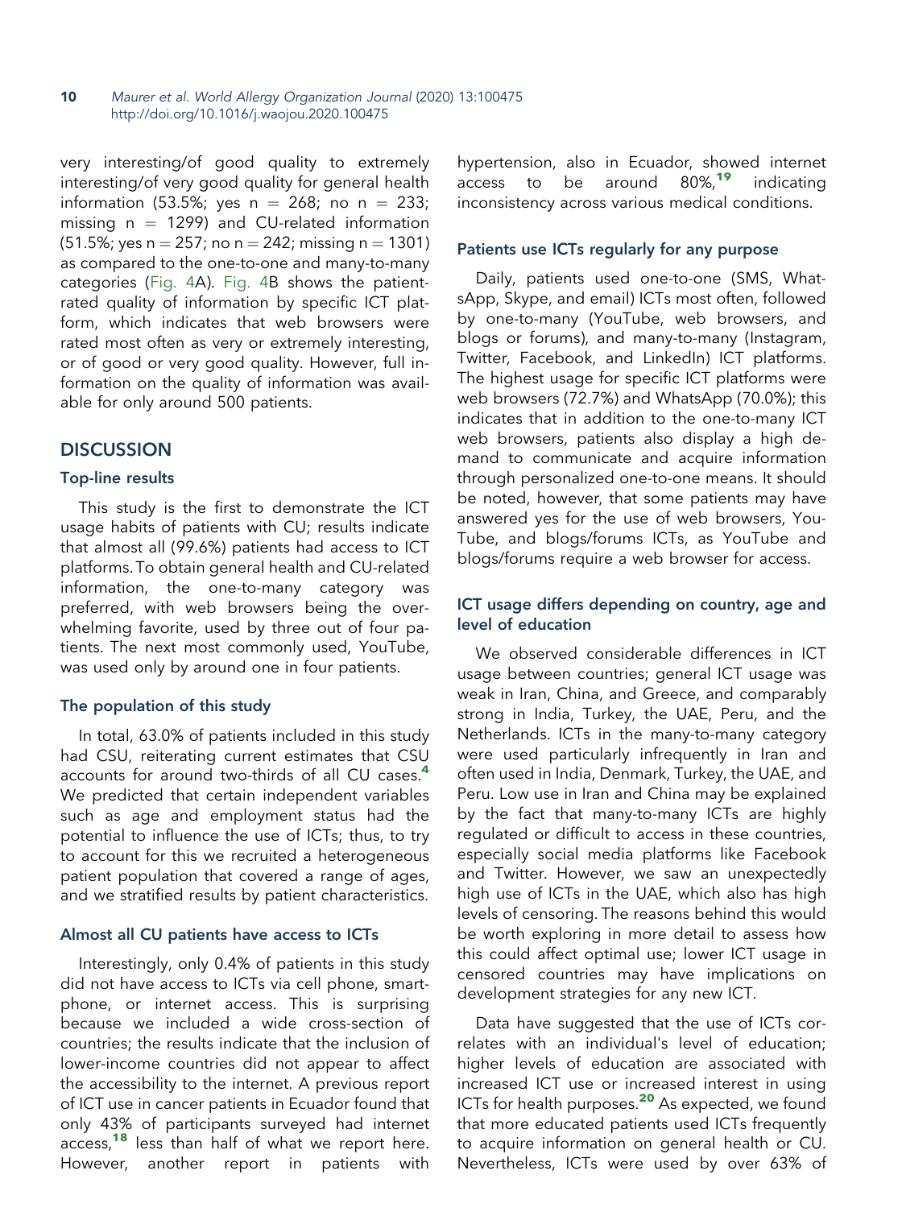very interesting/of good quality to extremely interesting/of very good quality for general health information (53.5%; yes n = 268; no n = 233; missing n = 1299) and CU-related information (51.5%; yes n = 257; no n = 242; missing n = 1301) as compared to the one-to-one and many-to-many categories (Fig. 4A). Fig. 4B shows the patient-rated quality of information by specific ICT platform, which indicates that web browsers were rated most often as very or extremely interesting, or of good or very good quality. However, full information on the quality of information was available for only around 500 patients.

## DISCUSSION

### Top-line results

This study is the first to demonstrate the ICT usage habits of patients with CU; results indicate that almost all (99.6%) patients had access to ICT platforms. To obtain general health and CU-related information, the one-to-many category was preferred, with web browsers being the overwhelming favorite, used by three out of four patients. The next most commonly used, YouTube, was used only by around one in four patients.

### The population of this study

In total, 63.0% of patients included in this study had CSU, reiterating current estimates that CSU accounts for around two-thirds of all CU cases.[4] We predicted that certain independent variables such as age and employment status had the potential to influence the use of ICTs; thus, to try to account for this we recruited a heterogeneous patient population that covered a range of ages, and we stratified results by patient characteristics.

### Almost all CU patients have access to ICTs

Interestingly, only 0.4% of patients in this study did not have access to ICTs via cell phone, smartphone, or internet access. This is surprising because we included a wide cross-section of countries; the results indicate that the inclusion of lower-income countries did not appear to affect the accessibility to the internet. A previous report of ICT use in cancer patients in Ecuador found that only 43% of participants surveyed had internet access,[18] less than half of what we report here. However, another report in patients with hypertension, also in Ecuador, showed internet access to be around 80%,[19] indicating inconsistency across various medical conditions.

### Patients use ICTs regularly for any purpose

Daily, patients used one-to-one (SMS, WhatsApp, Skype, and email) ICTs most often, followed by one-to-many (YouTube, web browsers, and blogs or forums), and many-to-many (Instagram, Twitter, Facebook, and LinkedIn) ICT platforms. The highest usage for specific ICT platforms were web browsers (72.7%) and WhatsApp (70.0%); this indicates that in addition to the one-to-many ICT web browsers, patients also display a high demand to communicate and acquire information through personalized one-to-one means. It should be noted, however, that some patients may have answered yes for the use of web browsers, YouTube, and blogs/forums ICTs, as YouTube and blogs/forums require a web browser for access.

### ICT usage differs depending on country, age and level of education

We observed considerable differences in ICT usage between countries; general ICT usage was weak in Iran, China, and Greece, and comparably strong in India, Turkey, the UAE, Peru, and the Netherlands. ICTs in the many-to-many category were used particularly infrequently in Iran and often used in India, Denmark, Turkey, the UAE, and Peru. Low use in Iran and China may be explained by the fact that many-to-many ICTs are highly regulated or difficult to access in these countries, especially social media platforms like Facebook and Twitter. However, we saw an unexpectedly high use of ICTs in the UAE, which also has high levels of censoring. The reasons behind this would be worth exploring in more detail to assess how this could affect optimal use; lower ICT usage in censored countries may have implications on development strategies for any new ICT.

Data have suggested that the use of ICTs correlates with an individual's level of education; higher levels of education are associated with increased ICT use or increased interest in using ICTs for health purposes.[20] As expected, we found that more educated patients used ICTs frequently to acquire information on general health or CU. Nevertheless, ICTs were used by over 63% of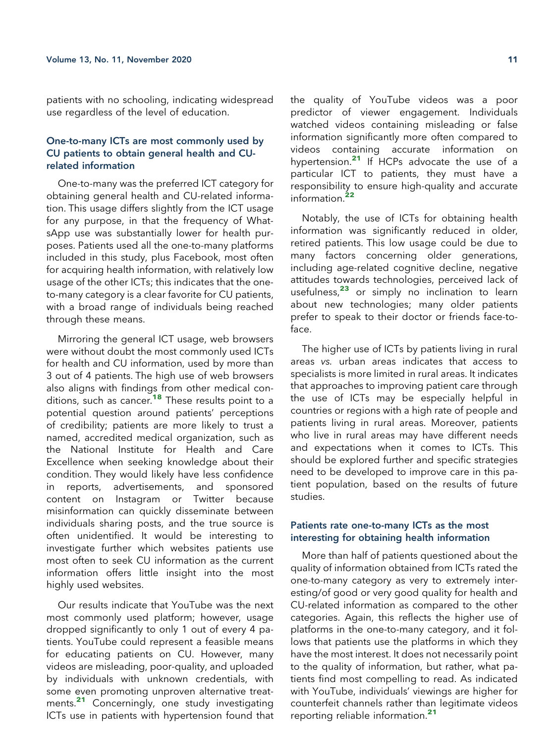patients with no schooling, indicating widespread use regardless of the level of education.

### One-to-many ICTs are most commonly used by CU patients to obtain general health and CU-related information

One-to-many was the preferred ICT category for obtaining general health and CU-related information. This usage differs slightly from the ICT usage for any purpose, in that the frequency of WhatsApp use was substantially lower for health purposes. Patients used all the one-to-many platforms included in this study, plus Facebook, most often for acquiring health information, with relatively low usage of the other ICTs; this indicates that the one-to-many category is a clear favorite for CU patients, with a broad range of individuals being reached through these means.

Mirroring the general ICT usage, web browsers were without doubt the most commonly used ICTs for health and CU information, used by more than 3 out of 4 patients. The high use of web browsers also aligns with findings from other medical conditions, such as cancer.[18] These results point to a potential question around patients' perceptions of credibility; patients are more likely to trust a named, accredited medical organization, such as the National Institute for Health and Care Excellence when seeking knowledge about their condition. They would likely have less confidence in reports, advertisements, and sponsored content on Instagram or Twitter because misinformation can quickly disseminate between individuals sharing posts, and the true source is often unidentified. It would be interesting to investigate further which websites patients use most often to seek CU information as the current information offers little insight into the most highly used websites.

Our results indicate that YouTube was the next most commonly used platform; however, usage dropped significantly to only 1 out of every 4 patients. YouTube could represent a feasible means for educating patients on CU. However, many videos are misleading, poor-quality, and uploaded by individuals with unknown credentials, with some even promoting unproven alternative treatments.[21] Concerningly, one study investigating ICTs use in patients with hypertension found that the quality of YouTube videos was a poor predictor of viewer engagement. Individuals watched videos containing misleading or false information significantly more often compared to videos containing accurate information on hypertension.[21] If HCPs advocate the use of a particular ICT to patients, they must have a responsibility to ensure high-quality and accurate information.[22]

Notably, the use of ICTs for obtaining health information was significantly reduced in older, retired patients. This low usage could be due to many factors concerning older generations, including age-related cognitive decline, negative attitudes towards technologies, perceived lack of usefulness,[23] or simply no inclination to learn about new technologies; many older patients prefer to speak to their doctor or friends face-to-face.

The higher use of ICTs by patients living in rural areas *vs.* urban areas indicates that access to specialists is more limited in rural areas. It indicates that approaches to improving patient care through the use of ICTs may be especially helpful in countries or regions with a high rate of people and patients living in rural areas. Moreover, patients who live in rural areas may have different needs and expectations when it comes to ICTs. This should be explored further and specific strategies need to be developed to improve care in this patient population, based on the results of future studies.

### Patients rate one-to-many ICTs as the most interesting for obtaining health information

More than half of patients questioned about the quality of information obtained from ICTs rated the one-to-many category as very to extremely interesting/of good or very good quality for health and CU-related information as compared to the other categories. Again, this reflects the higher use of platforms in the one-to-many category, and it follows that patients use the platforms in which they have the most interest. It does not necessarily point to the quality of information, but rather, what patients find most compelling to read. As indicated with YouTube, individuals' viewings are higher for counterfeit channels rather than legitimate videos reporting reliable information.[21]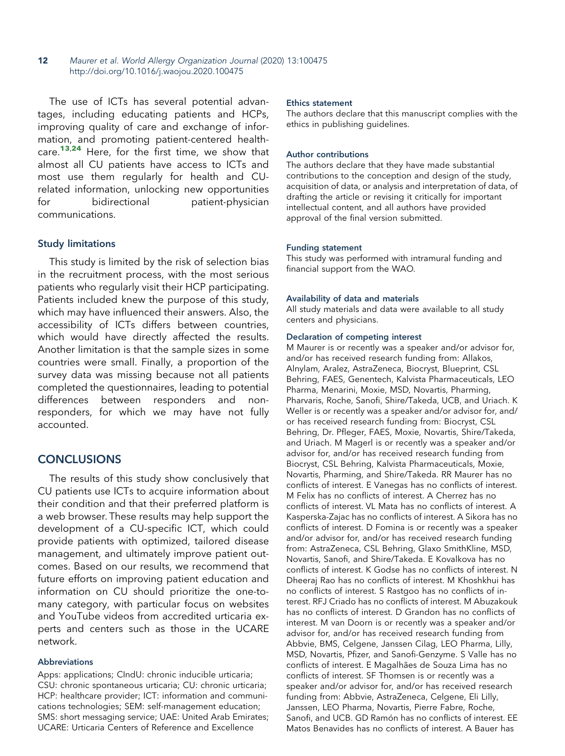The use of ICTs has several potential advantages, including educating patients and HCPs, improving quality of care and exchange of information, and promoting patient-centered healthcare.[13,24] Here, for the first time, we show that almost all CU patients have access to ICTs and most use them regularly for health and CU-related information, unlocking new opportunities for bidirectional patient-physician communications.

### Study limitations

This study is limited by the risk of selection bias in the recruitment process, with the most serious patients who regularly visit their HCP participating. Patients included knew the purpose of this study, which may have influenced their answers. Also, the accessibility of ICTs differs between countries, which would have directly affected the results. Another limitation is that the sample sizes in some countries were small. Finally, a proportion of the survey data was missing because not all patients completed the questionnaires, leading to potential differences between responders and non-responders, for which we may have not fully accounted.

## CONCLUSIONS

The results of this study show conclusively that CU patients use ICTs to acquire information about their condition and that their preferred platform is a web browser. These results may help support the development of a CU-specific ICT, which could provide patients with optimized, tailored disease management, and ultimately improve patient outcomes. Based on our results, we recommend that future efforts on improving patient education and information on CU should prioritize the one-to-many category, with particular focus on websites and YouTube videos from accredited urticaria experts and centers such as those in the UCARE network.

#### Abbreviations

Apps: applications; CIndU: chronic inducible urticaria; CSU: chronic spontaneous urticaria; CU: chronic urticaria; HCP: healthcare provider; ICT: information and communications technologies; SEM: self-management education; SMS: short messaging service; UAE: United Arab Emirates; UCARE: Urticaria Centers of Reference and Excellence

#### Ethics statement

The authors declare that this manuscript complies with the ethics in publishing guidelines.

#### Author contributions

The authors declare that they have made substantial contributions to the conception and design of the study, acquisition of data, or analysis and interpretation of data, of drafting the article or revising it critically for important intellectual content, and all authors have provided approval of the final version submitted.

#### Funding statement

This study was performed with intramural funding and financial support from the WAO.

#### Availability of data and materials

All study materials and data were available to all study centers and physicians.

#### Declaration of competing interest

M Maurer is or recently was a speaker and/or advisor for, and/or has received research funding from: Allakos, Alnylam, Aralez, AstraZeneca, Biocryst, Blueprint, CSL Behring, FAES, Genentech, Kalvista Pharmaceuticals, LEO Pharma, Menarini, Moxie, MSD, Novartis, Pharming, Pharvaris, Roche, Sanofi, Shire/Takeda, UCB, and Uriach. K Weller is or recently was a speaker and/or advisor for, and/or has received research funding from: Biocryst, CSL Behring, Dr. Pfleger, FAES, Moxie, Novartis, Shire/Takeda, and Uriach. M Magerl is or recently was a speaker and/or advisor for, and/or has received research funding from Biocryst, CSL Behring, Kalvista Pharmaceuticals, Moxie, Novartis, Pharming, and Shire/Takeda. RR Maurer has no conflicts of interest. E Vanegas has no conflicts of interest. M Felix has no conflicts of interest. A Cherrez has no conflicts of interest. VL Mata has no conflicts of interest. A Kasperska-Zajac has no conflicts of interest. A Sikora has no conflicts of interest. D Fomina is or recently was a speaker and/or advisor for, and/or has received research funding from: AstraZeneca, CSL Behring, Glaxo SmithKline, MSD, Novartis, Sanofi, and Shire/Takeda. E Kovalkova has no conflicts of interest. K Godse has no conflicts of interest. N Dheeraj Rao has no conflicts of interest. M Khoshkhui has no conflicts of interest. S Rastgoo has no conflicts of interest. RFJ Criado has no conflicts of interest. M Abuzakouk has no conflicts of interest. D Grandon has no conflicts of interest. M van Doorn is or recently was a speaker and/or advisor for, and/or has received research funding from Abbvie, BMS, Celgene, Janssen Cilag, LEO Pharma, Lilly, MSD, Novartis, Pfizer, and Sanofi-Genzyme. S Valle has no conflicts of interest. E Magalhães de Souza Lima has no conflicts of interest. SF Thomsen is or recently was a speaker and/or advisor for, and/or has received research funding from: Abbvie, AstraZeneca, Celgene, Eli Lilly, Janssen, LEO Pharma, Novartis, Pierre Fabre, Roche, Sanofi, and UCB. GD Ramón has no conflicts of interest. EE Matos Benavides has no conflicts of interest. A Bauer has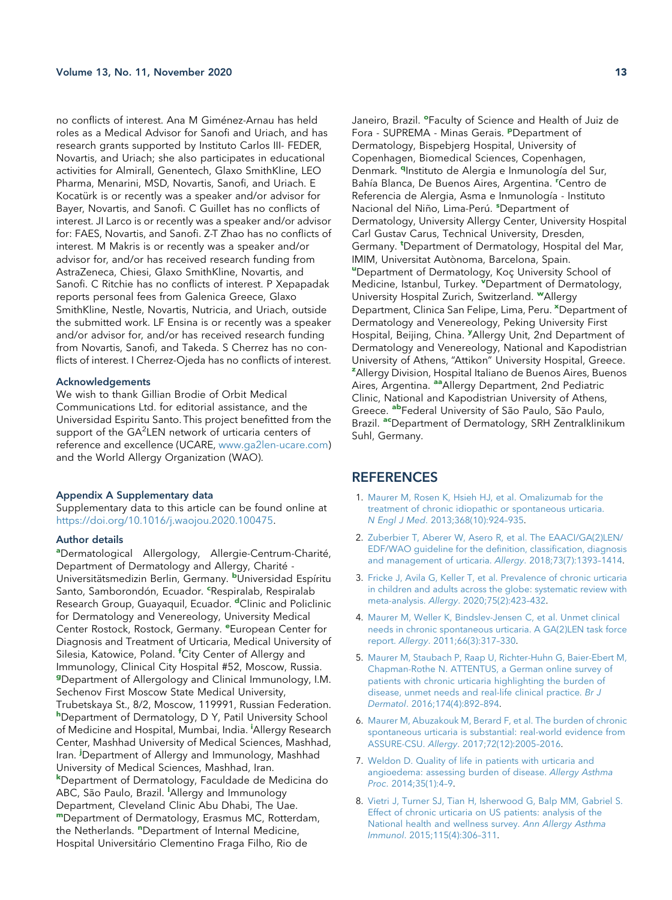no conflicts of interest. Ana M Giménez-Arnau has held roles as a Medical Advisor for Sanofi and Uriach, and has research grants supported by Instituto Carlos III- FEDER, Novartis, and Uriach; she also participates in educational activities for Almirall, Genentech, Glaxo SmithKline, LEO Pharma, Menarini, MSD, Novartis, Sanofi, and Uriach. E Kocatürk is or recently was a speaker and/or advisor for Bayer, Novartis, and Sanofi. C Guillet has no conflicts of interest. JI Larco is or recently was a speaker and/or advisor for: FAES, Novartis, and Sanofi. Z-T Zhao has no conflicts of interest. M Makris is or recently was a speaker and/or advisor for, and/or has received research funding from AstraZeneca, Chiesi, Glaxo SmithKline, Novartis, and Sanofi. C Ritchie has no conflicts of interest. P Xepapadak reports personal fees from Galenica Greece, Glaxo SmithKline, Nestle, Novartis, Nutricia, and Uriach, outside the submitted work. LF Ensina is or recently was a speaker and/or advisor for, and/or has received research funding from Novartis, Sanofi, and Takeda. S Cherrez has no conflicts of interest. I Cherrez-Ojeda has no conflicts of interest.

### Acknowledgements

We wish to thank Gillian Brodie of Orbit Medical Communications Ltd. for editorial assistance, and the Universidad Espiritu Santo. This project benefitted from the support of the GA$^2$LEN network of urticaria centers of reference and excellence (UCARE, www.ga2len-ucare.com) and the World Allergy Organization (WAO).

### Appendix A Supplementary data

Supplementary data to this article can be found online at https://doi.org/10.1016/j.waojou.2020.100475.

### Author details

[a]Dermatological Allergology, Allergie-Centrum-Charité, Department of Dermatology and Allergy, Charité - Universitätsmedizin Berlin, Germany. [b]Universidad Espíritu Santo, Samborondón, Ecuador. [c]Respiralab, Respiralab Research Group, Guayaquil, Ecuador. [d]Clinic and Policlinic for Dermatology and Venereology, University Medical Center Rostock, Rostock, Germany. [e]European Center for Diagnosis and Treatment of Urticaria, Medical University of Silesia, Katowice, Poland. [f]City Center of Allergy and Immunology, Clinical City Hospital #52, Moscow, Russia. [g]Department of Allergology and Clinical Immunology, I.M. Sechenov First Moscow State Medical University, Trubetskaya St., 8/2, Moscow, 119991, Russian Federation. [h]Department of Dermatology, D Y, Patil University School of Medicine and Hospital, Mumbai, India. [i]Allergy Research Center, Mashhad University of Medical Sciences, Mashhad, Iran. [j]Department of Allergy and Immunology, Mashhad University of Medical Sciences, Mashhad, Iran. [k]Department of Dermatology, Faculdade de Medicina do ABC, São Paulo, Brazil. [l]Allergy and Immunology Department, Cleveland Clinic Abu Dhabi, The Uae. [m]Department of Dermatology, Erasmus MC, Rotterdam, the Netherlands. [n]Department of Internal Medicine, Hospital Universitário Clementino Fraga Filho, Rio de Janeiro, Brazil. [o]Faculty of Science and Health of Juiz de Fora - SUPREMA - Minas Gerais. [p]Department of Dermatology, Bispebjerg Hospital, University of Copenhagen, Biomedical Sciences, Copenhagen, Denmark. [q]Instituto de Alergia e Inmunología del Sur, Bahía Blanca, De Buenos Aires, Argentina. [r]Centro de Referencia de Alergia, Asma e Inmunología - Instituto Nacional del Niño, Lima-Perú. [s]Department of Dermatology, University Allergy Center, University Hospital Carl Gustav Carus, Technical University, Dresden, Germany. [t]Department of Dermatology, Hospital del Mar, IMIM, Universitat Autònoma, Barcelona, Spain. [u]Department of Dermatology, Koç University School of Medicine, Istanbul, Turkey. [v]Department of Dermatology, University Hospital Zurich, Switzerland. [w]Allergy Department, Clinica San Felipe, Lima, Peru. [x]Department of Dermatology and Venereology, Peking University First Hospital, Beijing, China. [y]Allergy Unit, 2nd Department of Dermatology and Venereology, National and Kapodistrian University of Athens, "Attikon" University Hospital, Greece. [z]Allergy Division, Hospital Italiano de Buenos Aires, Buenos Aires, Argentina. [aa]Allergy Department, 2nd Pediatric Clinic, National and Kapodistrian University of Athens, Greece. [ab]Federal University of São Paulo, São Paulo, Brazil. [ac]Department of Dermatology, SRH Zentralklinikum Suhl, Germany.

## REFERENCES

1. Maurer M, Rosen K, Hsieh HJ, et al. Omalizumab for the treatment of chronic idiopathic or spontaneous urticaria. *N Engl J Med*. 2013;368(10):924–935.
2. Zuberbier T, Aberer W, Asero R, et al. The EAACI/GA(2)LEN/EDF/WAO guideline for the definition, classification, diagnosis and management of urticaria. *Allergy*. 2018;73(7):1393–1414.
3. Fricke J, Avila G, Keller T, et al. Prevalence of chronic urticaria in children and adults across the globe: systematic review with meta-analysis. *Allergy*. 2020;75(2):423–432.
4. Maurer M, Weller K, Bindslev-Jensen C, et al. Unmet clinical needs in chronic spontaneous urticaria. A GA(2)LEN task force report. *Allergy*. 2011;66(3):317–330.
5. Maurer M, Staubach P, Raap U, Richter-Huhn G, Baier-Ebert M, Chapman-Rothe N. ATTENTUS, a German online survey of patients with chronic urticaria highlighting the burden of disease, unmet needs and real-life clinical practice. *Br J Dermatol*. 2016;174(4):892–894.
6. Maurer M, Abuzakouk M, Berard F, et al. The burden of chronic spontaneous urticaria is substantial: real-world evidence from ASSURE-CSU. *Allergy*. 2017;72(12):2005–2016.
7. Weldon D. Quality of life in patients with urticaria and angioedema: assessing burden of disease. *Allergy Asthma Proc*. 2014;35(1):4–9.
8. Vietri J, Turner SJ, Tian H, Isherwood G, Balp MM, Gabriel S. Effect of chronic urticaria on US patients: analysis of the National health and wellness survey. *Ann Allergy Asthma Immunol*. 2015;115(4):306–311.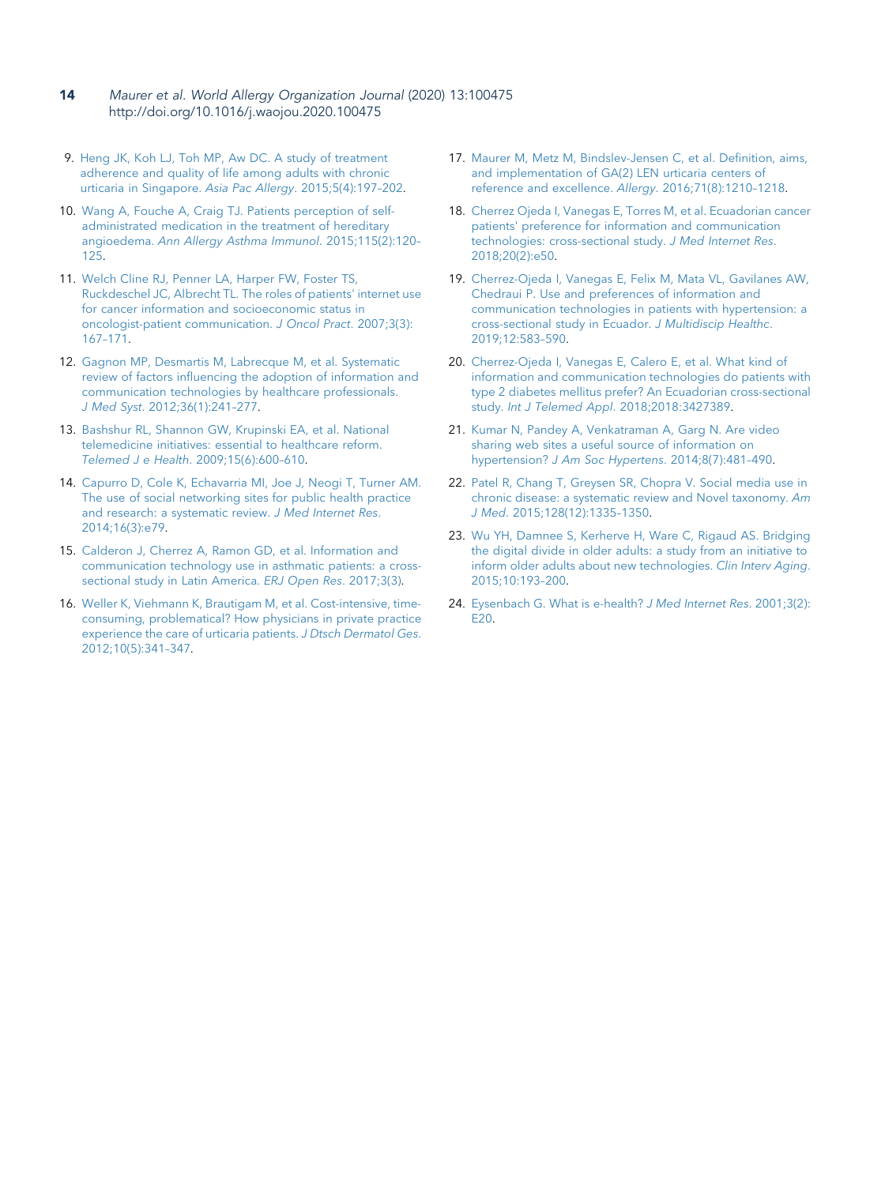9. Heng JK, Koh LJ, Toh MP, Aw DC. A study of treatment adherence and quality of life among adults with chronic urticaria in Singapore. *Asia Pac Allergy*. 2015;5(4):197–202.
10. Wang A, Fouche A, Craig TJ. Patients perception of self-administrated medication in the treatment of hereditary angioedema. *Ann Allergy Asthma Immunol*. 2015;115(2):120–125.
11. Welch Cline RJ, Penner LA, Harper FW, Foster TS, Ruckdeschel JC, Albrecht TL. The roles of patients' internet use for cancer information and socioeconomic status in oncologist-patient communication. *J Oncol Pract*. 2007;3(3):167–171.
12. Gagnon MP, Desmartis M, Labrecque M, et al. Systematic review of factors influencing the adoption of information and communication technologies by healthcare professionals. *J Med Syst*. 2012;36(1):241–277.
13. Bashshur RL, Shannon GW, Krupinski EA, et al. National telemedicine initiatives: essential to healthcare reform. *Telemed J e Health*. 2009;15(6):600–610.
14. Capurro D, Cole K, Echavarria MI, Joe J, Neogi T, Turner AM. The use of social networking sites for public health practice and research: a systematic review. *J Med Internet Res*. 2014;16(3):e79.
15. Calderon J, Cherrez A, Ramon GD, et al. Information and communication technology use in asthmatic patients: a cross-sectional study in Latin America. *ERJ Open Res*. 2017;3(3).
16. Weller K, Viehmann K, Brautigam M, et al. Cost-intensive, time-consuming, problematical? How physicians in private practice experience the care of urticaria patients. *J Dtsch Dermatol Ges*. 2012;10(5):341–347.
17. Maurer M, Metz M, Bindslev-Jensen C, et al. Definition, aims, and implementation of GA(2) LEN urticaria centers of reference and excellence. *Allergy*. 2016;71(8):1210–1218.
18. Cherrez Ojeda I, Vanegas E, Torres M, et al. Ecuadorian cancer patients' preference for information and communication technologies: cross-sectional study. *J Med Internet Res*. 2018;20(2):e50.
19. Cherrez-Ojeda I, Vanegas E, Felix M, Mata VL, Gavilanes AW, Chedraui P. Use and preferences of information and communication technologies in patients with hypertension: a cross-sectional study in Ecuador. *J Multidiscip Healthc*. 2019;12:583–590.
20. Cherrez-Ojeda I, Vanegas E, Calero E, et al. What kind of information and communication technologies do patients with type 2 diabetes mellitus prefer? An Ecuadorian cross-sectional study. *Int J Telemed Appl*. 2018;2018:3427389.
21. Kumar N, Pandey A, Venkatraman A, Garg N. Are video sharing web sites a useful source of information on hypertension? *J Am Soc Hypertens*. 2014;8(7):481–490.
22. Patel R, Chang T, Greysen SR, Chopra V. Social media use in chronic disease: a systematic review and Novel taxonomy. *Am J Med*. 2015;128(12):1335–1350.
23. Wu YH, Damnee S, Kerherve H, Ware C, Rigaud AS. Bridging the digital divide in older adults: a study from an initiative to inform older adults about new technologies. *Clin Interv Aging*. 2015;10:193–200.
24. Eysenbach G. What is e-health? *J Med Internet Res*. 2001;3(2):E20.